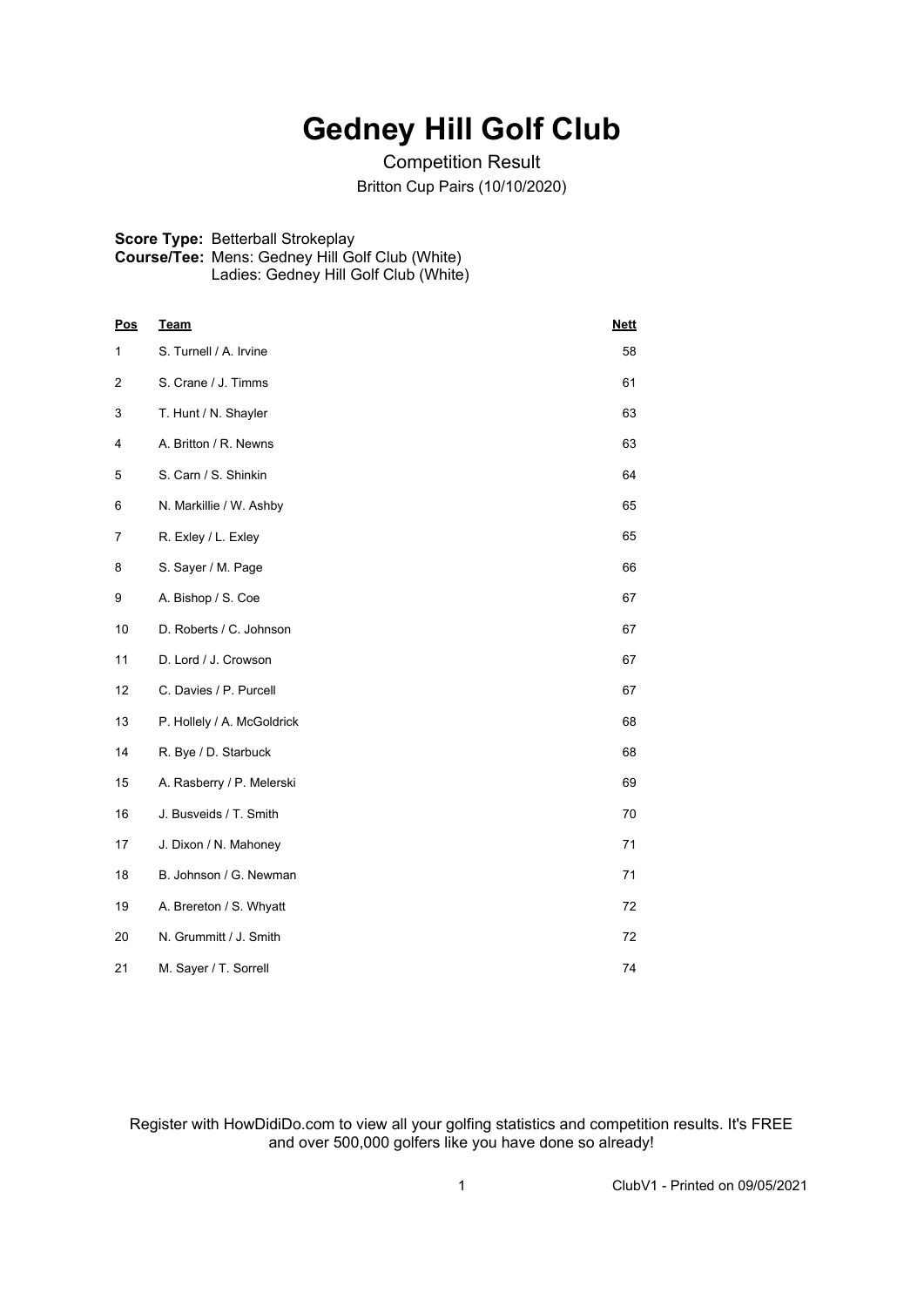# Gedney Hill Golf Club

Competition Result

Britton Cup Pairs (10/10/2020)

**Score Type:** Betterball Strokeplay
**Course/Tee:** Mens: Gedney Hill Golf Club (White)
Ladies: Gedney Hill Golf Club (White)

| Pos | Team | Nett |
|---|---|---|
| 1 | S. Turnell / A. Irvine | 58 |
| 2 | S. Crane / J. Timms | 61 |
| 3 | T. Hunt / N. Shayler | 63 |
| 4 | A. Britton / R. Newns | 63 |
| 5 | S. Carn / S. Shinkin | 64 |
| 6 | N. Markillie / W. Ashby | 65 |
| 7 | R. Exley / L. Exley | 65 |
| 8 | S. Sayer / M. Page | 66 |
| 9 | A. Bishop / S. Coe | 67 |
| 10 | D. Roberts / C. Johnson | 67 |
| 11 | D. Lord / J. Crowson | 67 |
| 12 | C. Davies / P. Purcell | 67 |
| 13 | P. Hollely / A. McGoldrick | 68 |
| 14 | R. Bye / D. Starbuck | 68 |
| 15 | A. Rasberry / P. Melerski | 69 |
| 16 | J. Busveids / T. Smith | 70 |
| 17 | J. Dixon / N. Mahoney | 71 |
| 18 | B. Johnson / G. Newman | 71 |
| 19 | A. Brereton / S. Whyatt | 72 |
| 20 | N. Grummitt / J. Smith | 72 |
| 21 | M. Sayer / T. Sorrell | 74 |

Register with HowDidiDo.com to view all your golfing statistics and competition results. It's FREE and over 500,000 golfers like you have done so already!

ClubV1 - Printed on 09/05/2021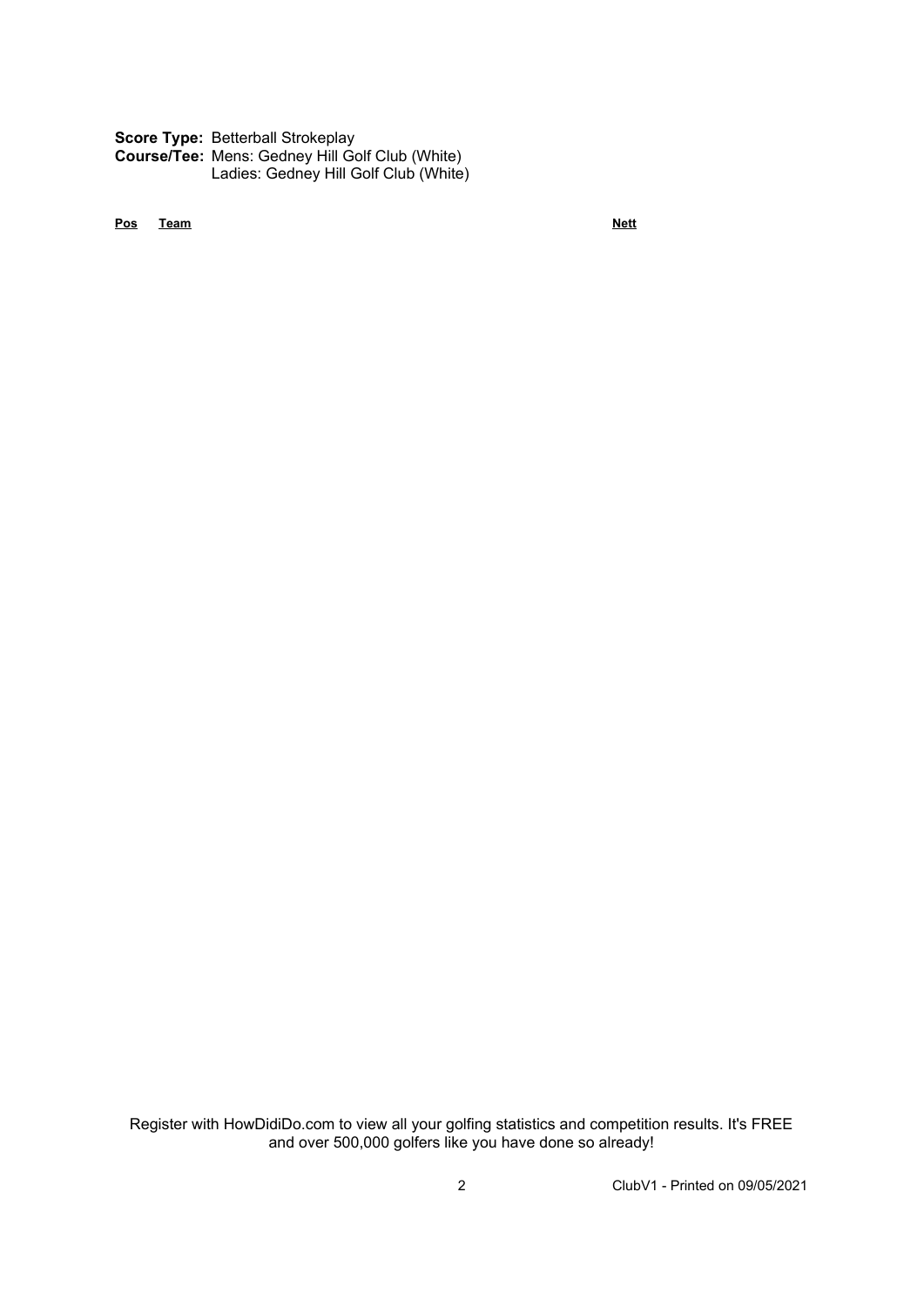**Score Type:** Betterball Strokeplay
**Course/Tee:** Mens: Gedney Hill Golf Club (White)
Ladies: Gedney Hill Golf Club (White)

| Pos | Team | Nett |
| --- | --- | --- |

Register with HowDidiDo.com to view all your golfing statistics and competition results. It's FREE and over 500,000 golfers like you have done so already!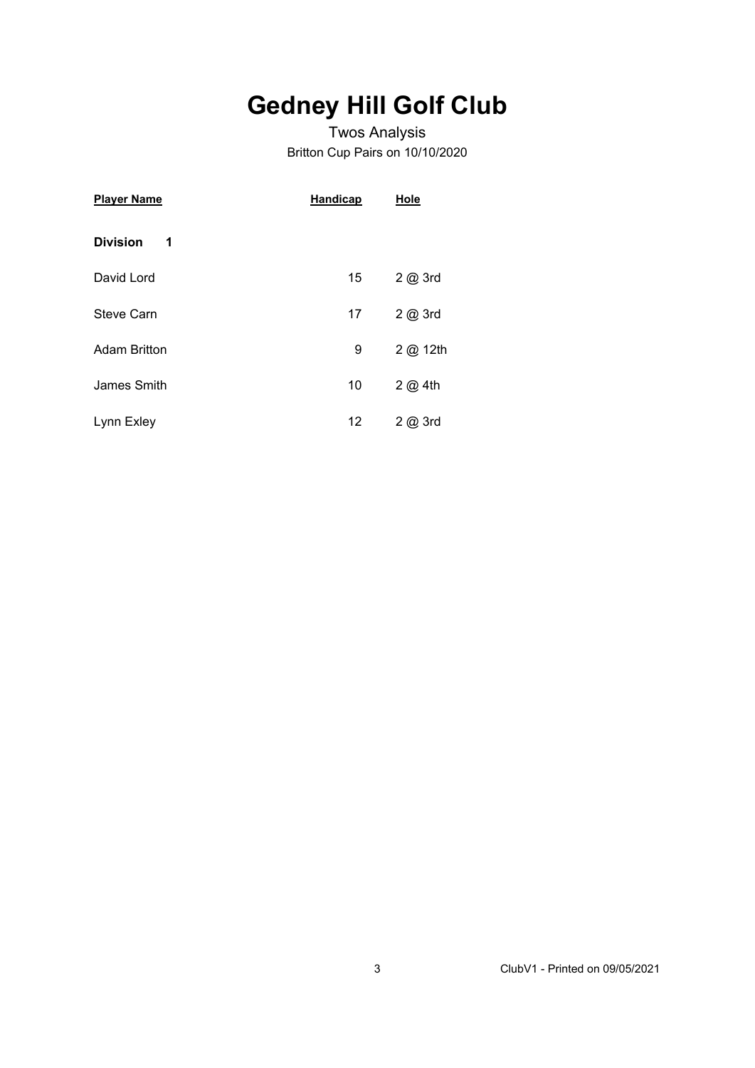# Gedney Hill Golf Club

Twos Analysis

Britton Cup Pairs on 10/10/2020

| Player Name | Handicap | Hole |
|---|---|---|
| **Division 1** | | |
| David Lord | 15 | 2 @ 3rd |
| Steve Carn | 17 | 2 @ 3rd |
| Adam Britton | 9 | 2 @ 12th |
| James Smith | 10 | 2 @ 4th |
| Lynn Exley | 12 | 2 @ 3rd |

ClubV1 - Printed on 09/05/2021